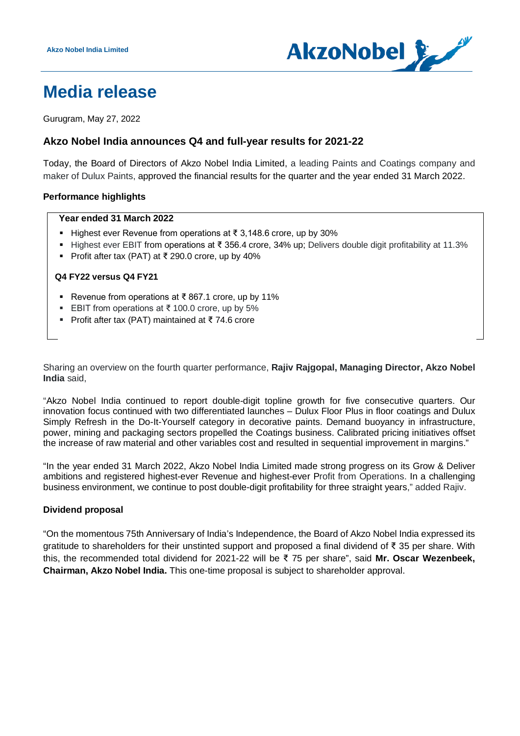Akzo Nobel India Limited

# Media release

Gurugram, May 27, 2022

## Akzo Nobel India announces Q4 and full-year results for 2021-22

Today, the Board of Directors of Akzo Nobel India Limited, a leading Paints and Coatings company and maker of Dulux Paints, approved the financial results for the quarter and the year ended 31 March 2022.

### Performance highlights

**Year ended 31 March 2022**

- Highest ever Revenue from operations at ₹ 3,148.6 crore, up by 30%
- Highest ever EBIT from operations at ₹ 356.4 crore, 34% up; Delivers double digit profitability at 11.3%
- Profit after tax (PAT) at ₹ 290.0 crore, up by 40%

**Q4 FY22 versus Q4 FY21**

- Revenue from operations at ₹ 867.1 crore, up by 11%
- EBIT from operations at ₹ 100.0 crore, up by 5%
- Profit after tax (PAT) maintained at ₹ 74.6 crore

Sharing an overview on the fourth quarter performance, **Rajiv Rajgopal, Managing Director, Akzo Nobel India** said,

"Akzo Nobel India continued to report double-digit topline growth for five consecutive quarters. Our innovation focus continued with two differentiated launches – Dulux Floor Plus in floor coatings and Dulux Simply Refresh in the Do-It-Yourself category in decorative paints. Demand buoyancy in infrastructure, power, mining and packaging sectors propelled the Coatings business. Calibrated pricing initiatives offset the increase of raw material and other variables cost and resulted in sequential improvement in margins."

"In the year ended 31 March 2022, Akzo Nobel India Limited made strong progress on its Grow & Deliver ambitions and registered highest-ever Revenue and highest-ever Profit from Operations. In a challenging business environment, we continue to post double-digit profitability for three straight years," added Rajiv.

### Dividend proposal

"On the momentous 75th Anniversary of India's Independence, the Board of Akzo Nobel India expressed its gratitude to shareholders for their unstinted support and proposed a final dividend of ₹ 35 per share. With this, the recommended total dividend for 2021-22 will be ₹ 75 per share", said **Mr. Oscar Wezenbeek, Chairman, Akzo Nobel India.** This one-time proposal is subject to shareholder approval.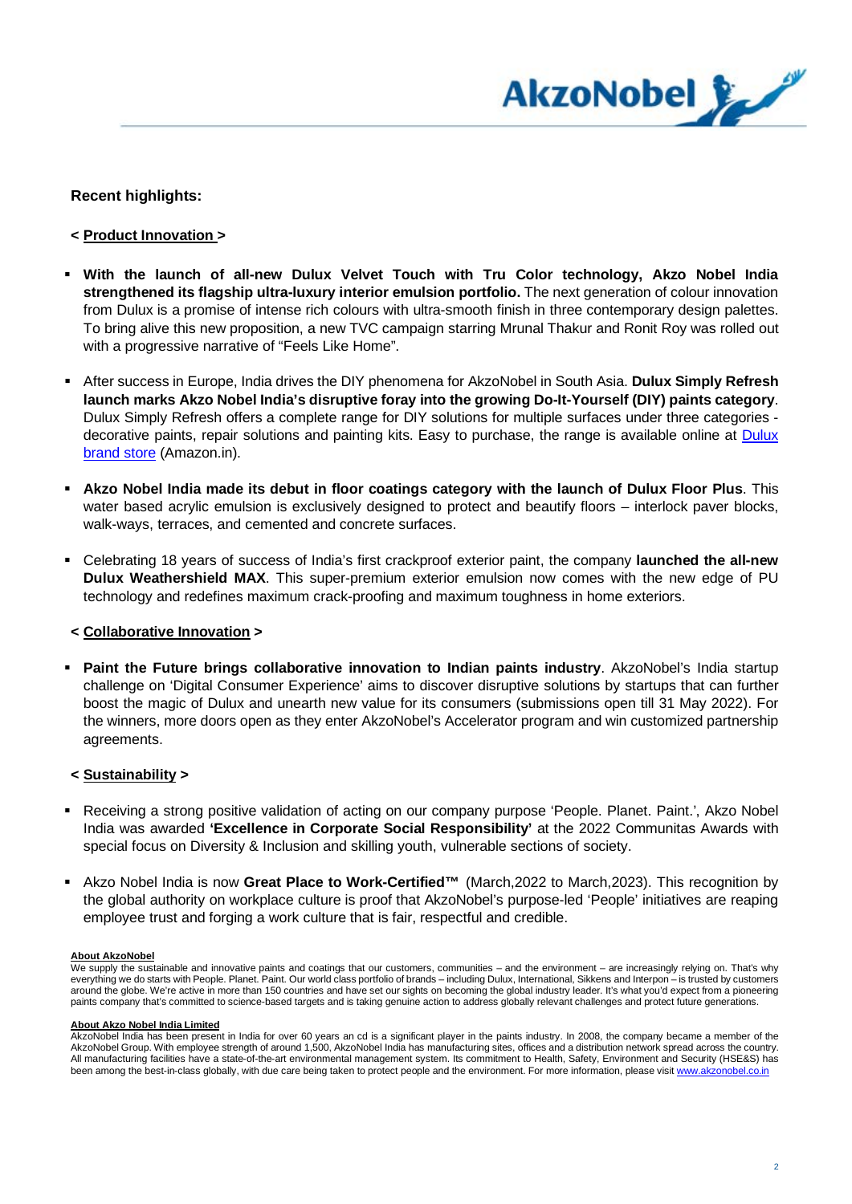**Recent highlights:**

**< Product Innovation >**

- **With the launch of all-new Dulux Velvet Touch with Tru Color technology, Akzo Nobel India strengthened its flagship ultra-luxury interior emulsion portfolio.** The next generation of colour innovation from Dulux is a promise of intense rich colours with ultra-smooth finish in three contemporary design palettes. To bring alive this new proposition, a new TVC campaign starring Mrunal Thakur and Ronit Roy was rolled out with a progressive narrative of "Feels Like Home".

- After success in Europe, India drives the DIY phenomena for AkzoNobel in South Asia. **Dulux Simply Refresh launch marks Akzo Nobel India's disruptive foray into the growing Do-It-Yourself (DIY) paints category**. Dulux Simply Refresh offers a complete range for DIY solutions for multiple surfaces under three categories - decorative paints, repair solutions and painting kits. Easy to purchase, the range is available online at Dulux brand store (Amazon.in).

- **Akzo Nobel India made its debut in floor coatings category with the launch of Dulux Floor Plus**. This water based acrylic emulsion is exclusively designed to protect and beautify floors – interlock paver blocks, walk-ways, terraces, and cemented and concrete surfaces.

- Celebrating 18 years of success of India's first crackproof exterior paint, the company **launched the all-new Dulux Weathershield MAX**. This super-premium exterior emulsion now comes with the new edge of PU technology and redefines maximum crack-proofing and maximum toughness in home exteriors.

**< Collaborative Innovation >**

- **Paint the Future brings collaborative innovation to Indian paints industry**. AkzoNobel's India startup challenge on 'Digital Consumer Experience' aims to discover disruptive solutions by startups that can further boost the magic of Dulux and unearth new value for its consumers (submissions open till 31 May 2022). For the winners, more doors open as they enter AkzoNobel's Accelerator program and win customized partnership agreements.

**< Sustainability >**

- Receiving a strong positive validation of acting on our company purpose 'People. Planet. Paint.', Akzo Nobel India was awarded **'Excellence in Corporate Social Responsibility'** at the 2022 Communitas Awards with special focus on Diversity & Inclusion and skilling youth, vulnerable sections of society.

- Akzo Nobel India is now **Great Place to Work-Certified™** (March,2022 to March,2023). This recognition by the global authority on workplace culture is proof that AkzoNobel's purpose-led 'People' initiatives are reaping employee trust and forging a work culture that is fair, respectful and credible.

**About AkzoNobel**

We supply the sustainable and innovative paints and coatings that our customers, communities – and the environment – are increasingly relying on. That's why everything we do starts with People. Planet. Paint. Our world class portfolio of brands – including Dulux, International, Sikkens and Interpon – is trusted by customers around the globe. We're active in more than 150 countries and have set our sights on becoming the global industry leader. It's what you'd expect from a pioneering paints company that's committed to science-based targets and is taking genuine action to address globally relevant challenges and protect future generations.

**About Akzo Nobel India Limited**

AkzoNobel India has been present in India for over 60 years an cd is a significant player in the paints industry. In 2008, the company became a member of the AkzoNobel Group. With employee strength of around 1,500, AkzoNobel India has manufacturing sites, offices and a distribution network spread across the country. All manufacturing facilities have a state-of-the-art environmental management system. Its commitment to Health, Safety, Environment and Security (HSE&S) has been among the best-in-class globally, with due care being taken to protect people and the environment. For more information, please visit www.akzonobel.co.in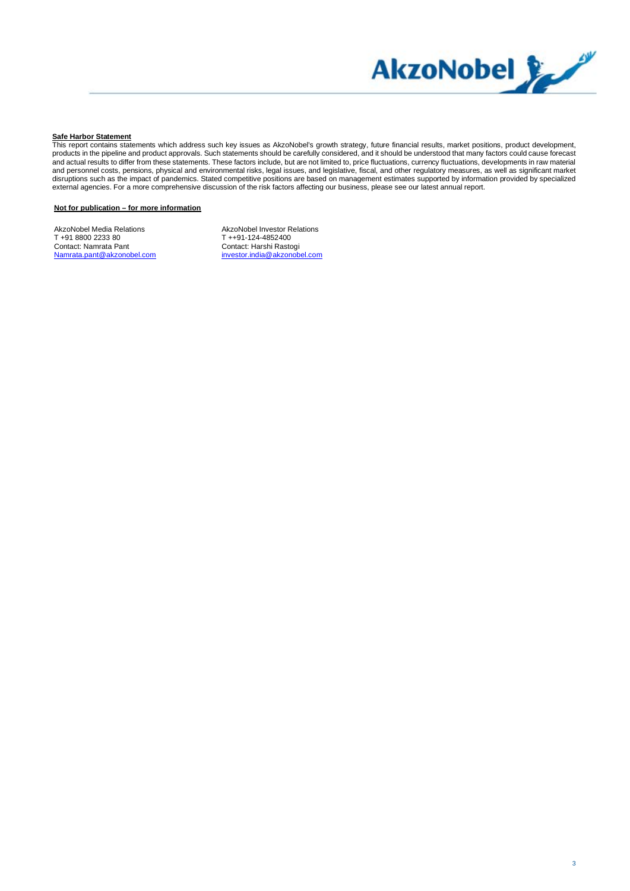**Safe Harbor Statement**

This report contains statements which address such key issues as AkzoNobel's growth strategy, future financial results, market positions, product development, products in the pipeline and product approvals. Such statements should be carefully considered, and it should be understood that many factors could cause forecast and actual results to differ from these statements. These factors include, but are not limited to, price fluctuations, currency fluctuations, developments in raw material and personnel costs, pensions, physical and environmental risks, legal issues, and legislative, fiscal, and other regulatory measures, as well as significant market disruptions such as the impact of pandemics. Stated competitive positions are based on management estimates supported by information provided by specialized external agencies. For a more comprehensive discussion of the risk factors affecting our business, please see our latest annual report.

**Not for publication – for more information**

AkzoNobel Media Relations
T +91 8800 2233 80
Contact: Namrata Pant
Namrata.pant@akzonobel.com

AkzoNobel Investor Relations
T ++91-124-4852400
Contact: Harshi Rastogi
investor.india@akzonobel.com